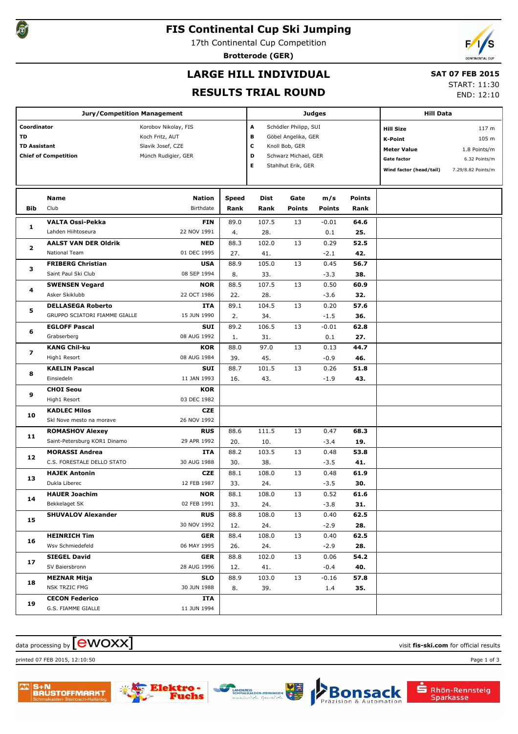# FIS Continental Cup Ski Jumping

17th Continental Cup Competition

**Brotterode (GER)**

## LARGE HILL INDIVIDUAL

## RESULTS TRIAL ROUND

**SAT 07 FEB 2015**

START: 11:30

END: 12:10

| Jury/Competition Management | |
|---|---|
| **Coordinator** | Korobov Nikolay, FIS |
| **TD** | Koch Fritz, AUT |
| **TD Assistant** | Slavik Josef, CZE |
| **Chief of Competition** | Münch Rudigier, GER |

| Judges | |
|---|---|
| **A** | Schödler Philipp, SUI |
| **B** | Göbel Angelika, GER |
| **C** | Knoll Bob, GER |
| **D** | Schwarz Michael, GER |
| **E** | Stahlhut Erik, GER |

| Hill Data | |
|---|---|
| **Hill Size** | 117 m |
| **K-Point** | 105 m |
| **Meter Value** | 1.8 Points/m |
| **Gate factor** | 6.32 Points/m |
| **Wind factor (head/tail)** | 7.29/8.82 Points/m |

| Bib | Name / Club | Nation / Birthdate | Speed / Rank | Dist / Rank | Gate / Points | m/s / Points | Points / Rank |
|---|---|---|---|---|---|---|---|
| 1 | **VALTA Ossi-Pekka** / Lahden Hiihtoseura | **FIN** / 22 NOV 1991 | 89.0 / 4. | 107.5 / 28. | 13 | -0.01 / 0.1 | **64.6** / **25.** |
| 2 | **AALST VAN DER Oldrik** / National Team | **NED** / 01 DEC 1995 | 88.3 / 27. | 102.0 / 41. | 13 | 0.29 / -2.1 | **52.5** / **42.** |
| 3 | **FRIBERG Christian** / Saint Paul Ski Club | **USA** / 08 SEP 1994 | 88.9 / 8. | 105.0 / 33. | 13 | 0.45 / -3.3 | **56.7** / **38.** |
| 4 | **SWENSEN Vegard** / Asker Skiklubb | **NOR** / 22 OCT 1986 | 88.5 / 22. | 107.5 / 28. | 13 | 0.50 / -3.6 | **60.9** / **32.** |
| 5 | **DELLASEGA Roberto** / GRUPPO SCIATORI FIAMME GIALLE | **ITA** / 15 JUN 1990 | 89.1 / 2. | 104.5 / 34. | 13 | 0.20 / -1.5 | **57.6** / **36.** |
| 6 | **EGLOFF Pascal** / Grabserberg | **SUI** / 08 AUG 1992 | 89.2 / 1. | 106.5 / 31. | 13 | -0.01 / 0.1 | **62.8** / **27.** |
| 7 | **KANG Chil-ku** / High1 Resort | **KOR** / 08 AUG 1984 | 88.0 / 39. | 97.0 / 45. | 13 | 0.13 / -0.9 | **44.7** / **46.** |
| 8 | **KAELIN Pascal** / Einsiedeln | **SUI** / 11 JAN 1993 | 88.7 / 16. | 101.5 / 43. | 13 | 0.26 / -1.9 | **51.8** / **43.** |
| 9 | **CHOI Seou** / High1 Resort | **KOR** / 03 DEC 1982 | | | | | |
| 10 | **KADLEC Milos** / Skl Nove mesto na morave | **CZE** / 26 NOV 1992 | | | | | |
| 11 | **ROMASHOV Alexey** / Saint-Petersburg KOR1 Dinamo | **RUS** / 29 APR 1992 | 88.6 / 20. | 111.5 / 10. | 13 | 0.47 / -3.4 | **68.3** / **19.** |
| 12 | **MORASSI Andrea** / C.S. FORESTALE DELLO STATO | **ITA** / 30 AUG 1988 | 88.2 / 30. | 103.5 / 38. | 13 | 0.48 / -3.5 | **53.8** / **41.** |
| 13 | **HAJEK Antonin** / Dukla Liberec | **CZE** / 12 FEB 1987 | 88.1 / 33. | 108.0 / 24. | 13 | 0.48 / -3.5 | **61.9** / **30.** |
| 14 | **HAUER Joachim** / Bekkelaget SK | **NOR** / 02 FEB 1991 | 88.1 / 33. | 108.0 / 24. | 13 | 0.52 / -3.8 | **61.6** / **31.** |
| 15 | **SHUVALOV Alexander** | **RUS** / 30 NOV 1992 | 88.8 / 12. | 108.0 / 24. | 13 | 0.40 / -2.9 | **62.5** / **28.** |
| 16 | **HEINRICH Tim** / Wsv Schmiedefeld | **GER** / 06 MAY 1995 | 88.4 / 26. | 108.0 / 24. | 13 | 0.40 / -2.9 | **62.5** / **28.** |
| 17 | **SIEGEL David** / SV Baiersbronn | **GER** / 28 AUG 1996 | 88.8 / 12. | 102.0 / 41. | 13 | 0.06 / -0.4 | **54.2** / **40.** |
| 18 | **MEZNAR Mitja** / NSK TRZIC FMG | **SLO** / 30 JUN 1988 | 88.9 / 8. | 103.0 / 39. | 13 | -0.16 / 1.4 | **57.8** / **35.** |
| 19 | **CECON Federico** / G.S. FIAMME GIALLE | **ITA** / 11 JUN 1994 | | | | | |

data processing by ewoxx

visit **fis-ski.com** for official results

printed 07 FEB 2015, 12:10:50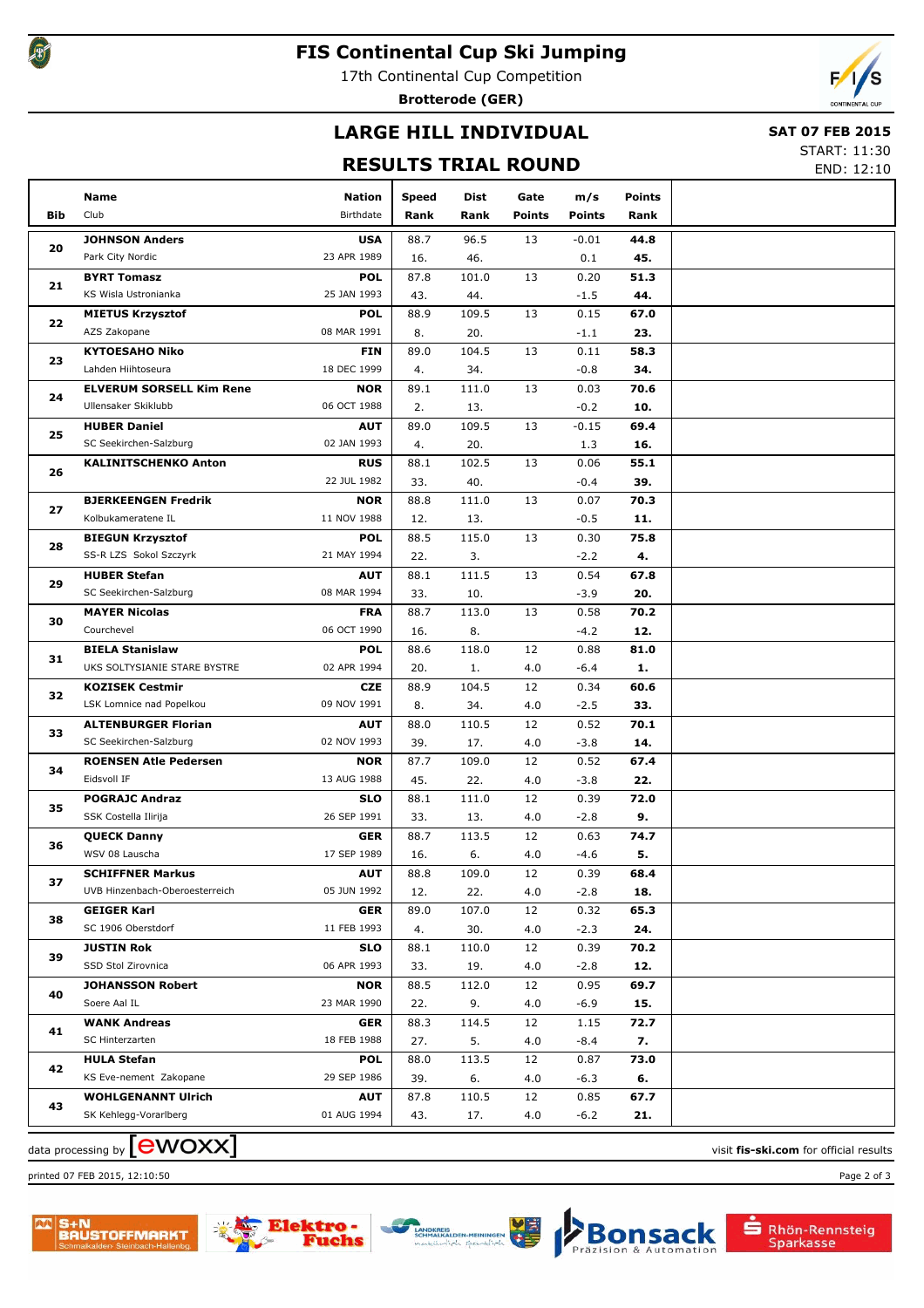# FIS Continental Cup Ski Jumping

17th Continental Cup Competition

**Brotterode (GER)**

## LARGE HILL INDIVIDUAL

## RESULTS TRIAL ROUND

**SAT 07 FEB 2015**

START: 11:30

END: 12:10

| Bib | Name / Club | Nation / Birthdate | Speed / Rank | Dist / Rank | Gate / Points | m/s / Points | Points / Rank |
|---|---|---|---|---|---|---|---|
| 20 | **JOHNSON Anders** Park City Nordic | **USA** 23 APR 1989 | 88.7 16. | 96.5 46. | 13 | -0.01 0.1 | **44.8** **45.** |
| 21 | **BYRT Tomasz** KS Wisla Ustronianka | **POL** 25 JAN 1993 | 87.8 43. | 101.0 44. | 13 | 0.20 -1.5 | **51.3** **44.** |
| 22 | **MIETUS Krzysztof** AZS Zakopane | **POL** 08 MAR 1991 | 88.9 8. | 109.5 20. | 13 | 0.15 -1.1 | **67.0** **23.** |
| 23 | **KYTOESAHO Niko** Lahden Hiihtoseura | **FIN** 18 DEC 1999 | 89.0 4. | 104.5 34. | 13 | 0.11 -0.8 | **58.3** **34.** |
| 24 | **ELVERUM SORSELL Kim Rene** Ullensaker Skiklubb | **NOR** 06 OCT 1988 | 89.1 2. | 111.0 13. | 13 | 0.03 -0.2 | **70.6** **10.** |
| 25 | **HUBER Daniel** SC Seekirchen-Salzburg | **AUT** 02 JAN 1993 | 89.0 4. | 109.5 20. | 13 | -0.15 1.3 | **69.4** **16.** |
| 26 | **KALINITSCHENKO Anton** | **RUS** 22 JUL 1982 | 88.1 33. | 102.5 40. | 13 | 0.06 -0.4 | **55.1** **39.** |
| 27 | **BJERKEENGEN Fredrik** Kolbukameratene IL | **NOR** 11 NOV 1988 | 88.8 12. | 111.0 13. | 13 | 0.07 -0.5 | **70.3** **11.** |
| 28 | **BIEGUN Krzysztof** SS-R LZS Sokol Szczyrk | **POL** 21 MAY 1994 | 88.5 22. | 115.0 3. | 13 | 0.30 -2.2 | **75.8** **4.** |
| 29 | **HUBER Stefan** SC Seekirchen-Salzburg | **AUT** 08 MAR 1994 | 88.1 33. | 111.5 10. | 13 | 0.54 -3.9 | **67.8** **20.** |
| 30 | **MAYER Nicolas** Courchevel | **FRA** 06 OCT 1990 | 88.7 16. | 113.0 8. | 13 | 0.58 -4.2 | **70.2** **12.** |
| 31 | **BIELA Stanislaw** UKS SOLTYSIANIE STARE BYSTRE | **POL** 02 APR 1994 | 88.6 20. | 118.0 1. | 12 4.0 | 0.88 -6.4 | **81.0** **1.** |
| 32 | **KOZISEK Cestmir** LSK Lomnice nad Popelkou | **CZE** 09 NOV 1991 | 88.9 8. | 104.5 34. | 12 4.0 | 0.34 -2.5 | **60.6** **33.** |
| 33 | **ALTENBURGER Florian** SC Seekirchen-Salzburg | **AUT** 02 NOV 1993 | 88.0 39. | 110.5 17. | 12 4.0 | 0.52 -3.8 | **70.1** **14.** |
| 34 | **ROENSEN Atle Pedersen** Eidsvoll IF | **NOR** 13 AUG 1988 | 87.7 45. | 109.0 22. | 12 4.0 | 0.52 -3.8 | **67.4** **22.** |
| 35 | **POGRAJC Andraz** SSK Costella Ilirija | **SLO** 26 SEP 1991 | 88.1 33. | 111.0 13. | 12 4.0 | 0.39 -2.8 | **72.0** **9.** |
| 36 | **QUECK Danny** WSV 08 Lauscha | **GER** 17 SEP 1989 | 88.7 16. | 113.5 6. | 12 4.0 | 0.63 -4.6 | **74.7** **5.** |
| 37 | **SCHIFFNER Markus** UVB Hinzenbach-Oberoesterreich | **AUT** 05 JUN 1992 | 88.8 12. | 109.0 22. | 12 4.0 | 0.39 -2.8 | **68.4** **18.** |
| 38 | **GEIGER Karl** SC 1906 Oberstdorf | **GER** 11 FEB 1993 | 89.0 4. | 107.0 30. | 12 4.0 | 0.32 -2.3 | **65.3** **24.** |
| 39 | **JUSTIN Rok** SSD Stol Zirovnica | **SLO** 06 APR 1993 | 88.1 33. | 110.0 19. | 12 4.0 | 0.39 -2.8 | **70.2** **12.** |
| 40 | **JOHANSSON Robert** Soere Aal IL | **NOR** 23 MAR 1990 | 88.5 22. | 112.0 9. | 12 4.0 | 0.95 -6.9 | **69.7** **15.** |
| 41 | **WANK Andreas** SC Hinterzarten | **GER** 18 FEB 1988 | 88.3 27. | 114.5 5. | 12 4.0 | 1.15 -8.4 | **72.7** **7.** |
| 42 | **HULA Stefan** KS Eve-nement Zakopane | **POL** 29 SEP 1986 | 88.0 39. | 113.5 6. | 12 4.0 | 0.87 -6.3 | **73.0** **6.** |
| 43 | **WOHLGENANNT Ulrich** SK Kehlegg-Vorarlberg | **AUT** 01 AUG 1994 | 87.8 43. | 110.5 17. | 12 4.0 | 0.85 -6.2 | **67.7** **21.** |

data processing by ewoxx — visit **fis-ski.com** for official results

printed 07 FEB 2015, 12:10:50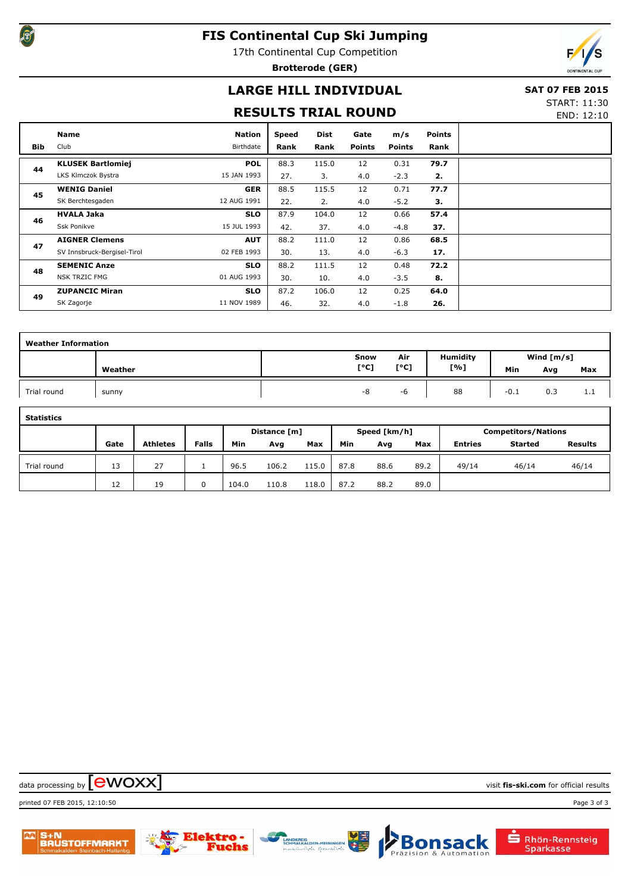# FIS Continental Cup Ski Jumping

17th Continental Cup Competition

**Brotterode (GER)**

## LARGE HILL INDIVIDUAL

**SAT 07 FEB 2015**

START: 11:30

END: 12:10

## RESULTS TRIAL ROUND

| Bib | Name / Club | Nation / Birthdate | Speed / Rank | Dist / Rank | Gate / Points | m/s / Points | Points / Rank |
|---|---|---|---|---|---|---|---|
| 44 | **KLUSEK Bartlomiej** | **POL** | 88.3 | 115.0 | 12 | 0.31 | **79.7** |
| | LKS Klmczok Bystra | 15 JAN 1993 | 27. | 3. | 4.0 | -2.3 | **2.** |
| 45 | **WENIG Daniel** | **GER** | 88.5 | 115.5 | 12 | 0.71 | **77.7** |
| | SK Berchtesgaden | 12 AUG 1991 | 22. | 2. | 4.0 | -5.2 | **3.** |
| 46 | **HVALA Jaka** | **SLO** | 87.9 | 104.0 | 12 | 0.66 | **57.4** |
| | Ssk Ponikve | 15 JUL 1993 | 42. | 37. | 4.0 | -4.8 | **37.** |
| 47 | **AIGNER Clemens** | **AUT** | 88.2 | 111.0 | 12 | 0.86 | **68.5** |
| | SV Innsbruck-Bergisel-Tirol | 02 FEB 1993 | 30. | 13. | 4.0 | -6.3 | **17.** |
| 48 | **SEMENIC Anze** | **SLO** | 88.2 | 111.5 | 12 | 0.48 | **72.2** |
| | NSK TRZIC FMG | 01 AUG 1993 | 30. | 10. | 4.0 | -3.5 | **8.** |
| 49 | **ZUPANCIC Miran** | **SLO** | 87.2 | 106.0 | 12 | 0.25 | **64.0** |
| | SK Zagorje | 11 NOV 1989 | 46. | 32. | 4.0 | -1.8 | **26.** |

**Weather Information**

| | Weather | Snow [°C] | Air [°C] | Humidity [%] | Wind [m/s] Min | Avg | Max |
|---|---|---|---|---|---|---|---|
| Trial round | sunny | -8 | -6 | 88 | -0.1 | 0.3 | 1.1 |

**Statistics**

| | Gate | Athletes | Falls | Distance [m] Min | Avg | Max | Speed [km/h] Min | Avg | Max | Competitors/Nations Entries | Started | Results |
|---|---|---|---|---|---|---|---|---|---|---|---|---|
| Trial round | 13 | 27 | 1 | 96.5 | 106.2 | 115.0 | 87.8 | 88.6 | 89.2 | 49/14 | 46/14 | 46/14 |
| | 12 | 19 | 0 | 104.0 | 110.8 | 118.0 | 87.2 | 88.2 | 89.0 | | | |

data processing by ewoxx

visit **fis-ski.com** for official results

printed 07 FEB 2015, 12:10:50